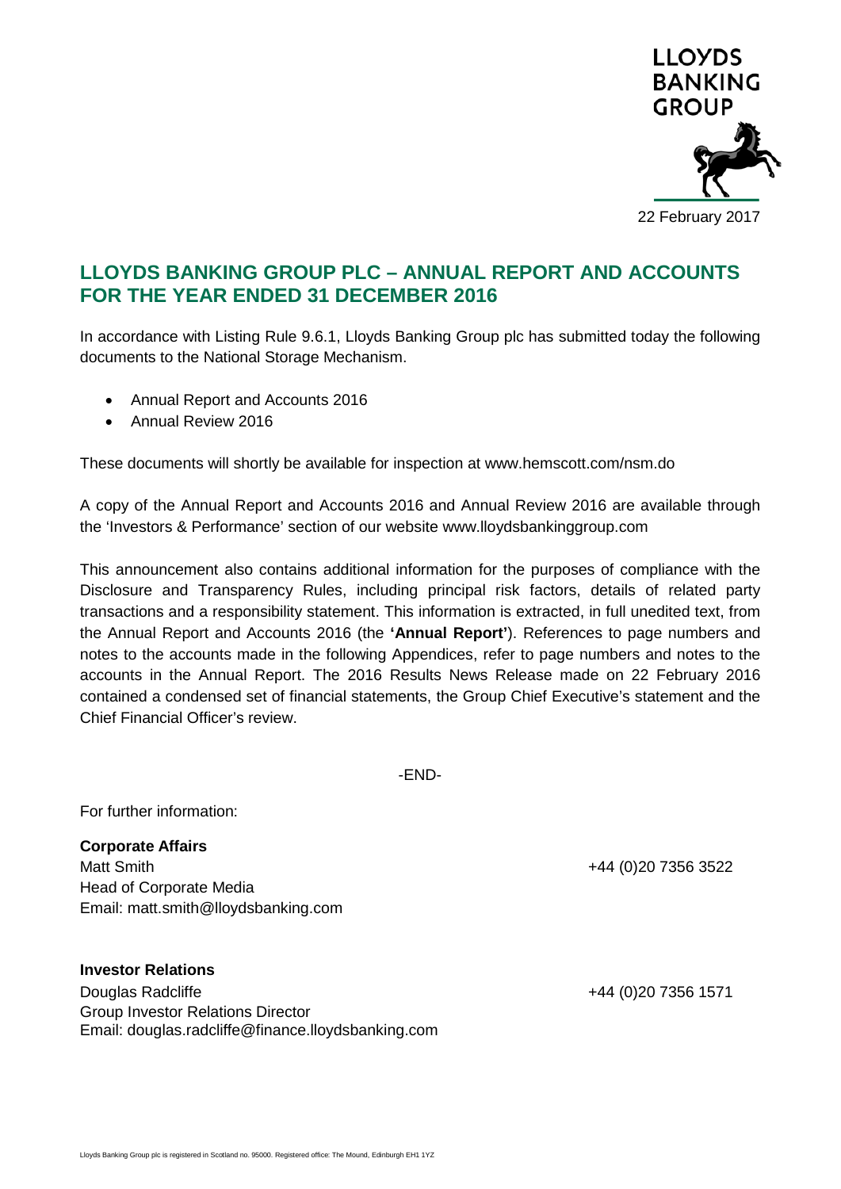LLOYDS BANKING GROUP

22 February 2017

# LLOYDS BANKING GROUP PLC – ANNUAL REPORT AND ACCOUNTS FOR THE YEAR ENDED 31 DECEMBER 2016

In accordance with Listing Rule 9.6.1, Lloyds Banking Group plc has submitted today the following documents to the National Storage Mechanism.

- Annual Report and Accounts 2016
- Annual Review 2016

These documents will shortly be available for inspection at www.hemscott.com/nsm.do

A copy of the Annual Report and Accounts 2016 and Annual Review 2016 are available through the 'Investors & Performance' section of our website www.lloydsbankinggroup.com

This announcement also contains additional information for the purposes of compliance with the Disclosure and Transparency Rules, including principal risk factors, details of related party transactions and a responsibility statement. This information is extracted, in full unedited text, from the Annual Report and Accounts 2016 (the **'Annual Report'**). References to page numbers and notes to the accounts made in the following Appendices, refer to page numbers and notes to the accounts in the Annual Report. The 2016 Results News Release made on 22 February 2016 contained a condensed set of financial statements, the Group Chief Executive's statement and the Chief Financial Officer's review.

-END-

For further information:

**Corporate Affairs**
Matt Smith +44 (0)20 7356 3522
Head of Corporate Media
Email: matt.smith@lloydsbanking.com

**Investor Relations**
Douglas Radcliffe +44 (0)20 7356 1571
Group Investor Relations Director
Email: douglas.radcliffe@finance.lloydsbanking.com

Lloyds Banking Group plc is registered in Scotland no. 95000. Registered office: The Mound, Edinburgh EH1 1YZ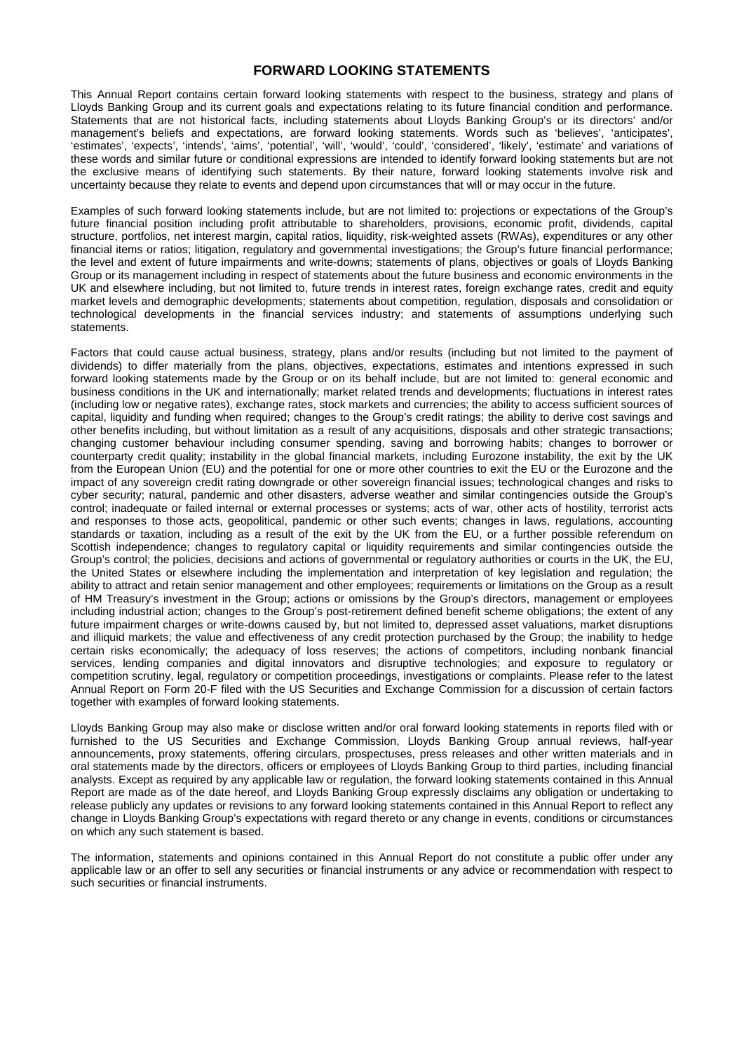# FORWARD LOOKING STATEMENTS

This Annual Report contains certain forward looking statements with respect to the business, strategy and plans of Lloyds Banking Group and its current goals and expectations relating to its future financial condition and performance. Statements that are not historical facts, including statements about Lloyds Banking Group's or its directors' and/or management's beliefs and expectations, are forward looking statements. Words such as 'believes', 'anticipates', 'estimates', 'expects', 'intends', 'aims', 'potential', 'will', 'would', 'could', 'considered', 'likely', 'estimate' and variations of these words and similar future or conditional expressions are intended to identify forward looking statements but are not the exclusive means of identifying such statements. By their nature, forward looking statements involve risk and uncertainty because they relate to events and depend upon circumstances that will or may occur in the future.

Examples of such forward looking statements include, but are not limited to: projections or expectations of the Group's future financial position including profit attributable to shareholders, provisions, economic profit, dividends, capital structure, portfolios, net interest margin, capital ratios, liquidity, risk-weighted assets (RWAs), expenditures or any other financial items or ratios; litigation, regulatory and governmental investigations; the Group's future financial performance; the level and extent of future impairments and write-downs; statements of plans, objectives or goals of Lloyds Banking Group or its management including in respect of statements about the future business and economic environments in the UK and elsewhere including, but not limited to, future trends in interest rates, foreign exchange rates, credit and equity market levels and demographic developments; statements about competition, regulation, disposals and consolidation or technological developments in the financial services industry; and statements of assumptions underlying such statements.

Factors that could cause actual business, strategy, plans and/or results (including but not limited to the payment of dividends) to differ materially from the plans, objectives, expectations, estimates and intentions expressed in such forward looking statements made by the Group or on its behalf include, but are not limited to: general economic and business conditions in the UK and internationally; market related trends and developments; fluctuations in interest rates (including low or negative rates), exchange rates, stock markets and currencies; the ability to access sufficient sources of capital, liquidity and funding when required; changes to the Group's credit ratings; the ability to derive cost savings and other benefits including, but without limitation as a result of any acquisitions, disposals and other strategic transactions; changing customer behaviour including consumer spending, saving and borrowing habits; changes to borrower or counterparty credit quality; instability in the global financial markets, including Eurozone instability, the exit by the UK from the European Union (EU) and the potential for one or more other countries to exit the EU or the Eurozone and the impact of any sovereign credit rating downgrade or other sovereign financial issues; technological changes and risks to cyber security; natural, pandemic and other disasters, adverse weather and similar contingencies outside the Group's control; inadequate or failed internal or external processes or systems; acts of war, other acts of hostility, terrorist acts and responses to those acts, geopolitical, pandemic or other such events; changes in laws, regulations, accounting standards or taxation, including as a result of the exit by the UK from the EU, or a further possible referendum on Scottish independence; changes to regulatory capital or liquidity requirements and similar contingencies outside the Group's control; the policies, decisions and actions of governmental or regulatory authorities or courts in the UK, the EU, the United States or elsewhere including the implementation and interpretation of key legislation and regulation; the ability to attract and retain senior management and other employees; requirements or limitations on the Group as a result of HM Treasury's investment in the Group; actions or omissions by the Group's directors, management or employees including industrial action; changes to the Group's post-retirement defined benefit scheme obligations; the extent of any future impairment charges or write-downs caused by, but not limited to, depressed asset valuations, market disruptions and illiquid markets; the value and effectiveness of any credit protection purchased by the Group; the inability to hedge certain risks economically; the adequacy of loss reserves; the actions of competitors, including nonbank financial services, lending companies and digital innovators and disruptive technologies; and exposure to regulatory or competition scrutiny, legal, regulatory or competition proceedings, investigations or complaints. Please refer to the latest Annual Report on Form 20-F filed with the US Securities and Exchange Commission for a discussion of certain factors together with examples of forward looking statements.

Lloyds Banking Group may also make or disclose written and/or oral forward looking statements in reports filed with or furnished to the US Securities and Exchange Commission, Lloyds Banking Group annual reviews, half-year announcements, proxy statements, offering circulars, prospectuses, press releases and other written materials and in oral statements made by the directors, officers or employees of Lloyds Banking Group to third parties, including financial analysts. Except as required by any applicable law or regulation, the forward looking statements contained in this Annual Report are made as of the date hereof, and Lloyds Banking Group expressly disclaims any obligation or undertaking to release publicly any updates or revisions to any forward looking statements contained in this Annual Report to reflect any change in Lloyds Banking Group's expectations with regard thereto or any change in events, conditions or circumstances on which any such statement is based.

The information, statements and opinions contained in this Annual Report do not constitute a public offer under any applicable law or an offer to sell any securities or financial instruments or any advice or recommendation with respect to such securities or financial instruments.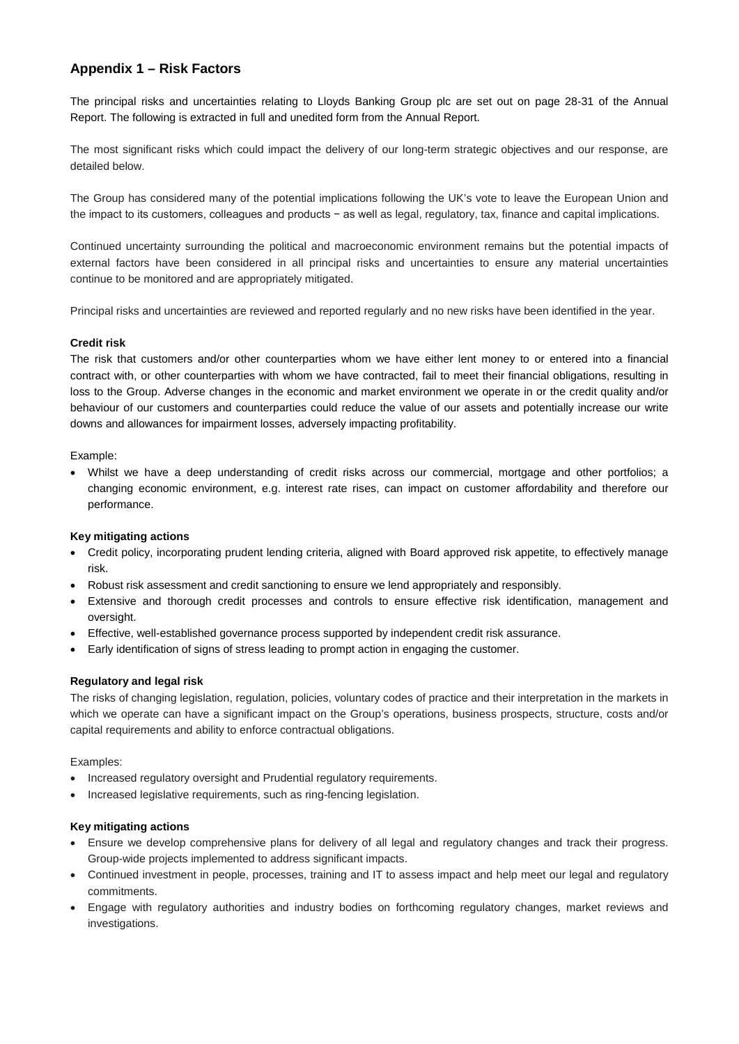## Appendix 1 – Risk Factors

The principal risks and uncertainties relating to Lloyds Banking Group plc are set out on page 28-31 of the Annual Report. The following is extracted in full and unedited form from the Annual Report.

The most significant risks which could impact the delivery of our long-term strategic objectives and our response, are detailed below.

The Group has considered many of the potential implications following the UK's vote to leave the European Union and the impact to its customers, colleagues and products − as well as legal, regulatory, tax, finance and capital implications.

Continued uncertainty surrounding the political and macroeconomic environment remains but the potential impacts of external factors have been considered in all principal risks and uncertainties to ensure any material uncertainties continue to be monitored and are appropriately mitigated.

Principal risks and uncertainties are reviewed and reported regularly and no new risks have been identified in the year.

**Credit risk**

The risk that customers and/or other counterparties whom we have either lent money to or entered into a financial contract with, or other counterparties with whom we have contracted, fail to meet their financial obligations, resulting in loss to the Group. Adverse changes in the economic and market environment we operate in or the credit quality and/or behaviour of our customers and counterparties could reduce the value of our assets and potentially increase our write downs and allowances for impairment losses, adversely impacting profitability.

Example:

- Whilst we have a deep understanding of credit risks across our commercial, mortgage and other portfolios; a changing economic environment, e.g. interest rate rises, can impact on customer affordability and therefore our performance.

**Key mitigating actions**

- Credit policy, incorporating prudent lending criteria, aligned with Board approved risk appetite, to effectively manage risk.
- Robust risk assessment and credit sanctioning to ensure we lend appropriately and responsibly.
- Extensive and thorough credit processes and controls to ensure effective risk identification, management and oversight.
- Effective, well-established governance process supported by independent credit risk assurance.
- Early identification of signs of stress leading to prompt action in engaging the customer.

**Regulatory and legal risk**

The risks of changing legislation, regulation, policies, voluntary codes of practice and their interpretation in the markets in which we operate can have a significant impact on the Group's operations, business prospects, structure, costs and/or capital requirements and ability to enforce contractual obligations.

Examples:

- Increased regulatory oversight and Prudential regulatory requirements.
- Increased legislative requirements, such as ring-fencing legislation.

**Key mitigating actions**

- Ensure we develop comprehensive plans for delivery of all legal and regulatory changes and track their progress. Group-wide projects implemented to address significant impacts.
- Continued investment in people, processes, training and IT to assess impact and help meet our legal and regulatory commitments.
- Engage with regulatory authorities and industry bodies on forthcoming regulatory changes, market reviews and investigations.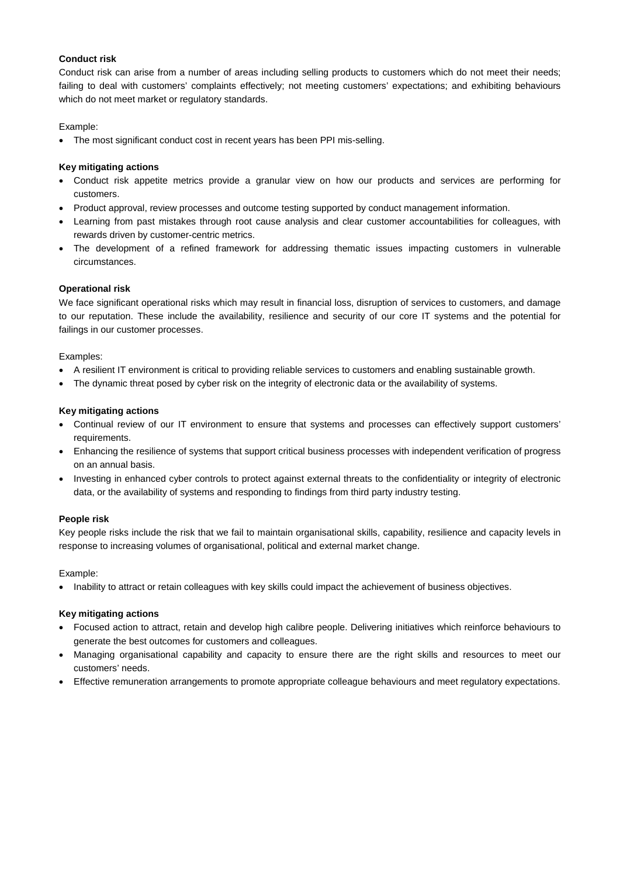**Conduct risk**

Conduct risk can arise from a number of areas including selling products to customers which do not meet their needs; failing to deal with customers' complaints effectively; not meeting customers' expectations; and exhibiting behaviours which do not meet market or regulatory standards.

Example:

- The most significant conduct cost in recent years has been PPI mis-selling.

**Key mitigating actions**

- Conduct risk appetite metrics provide a granular view on how our products and services are performing for customers.
- Product approval, review processes and outcome testing supported by conduct management information.
- Learning from past mistakes through root cause analysis and clear customer accountabilities for colleagues, with rewards driven by customer-centric metrics.
- The development of a refined framework for addressing thematic issues impacting customers in vulnerable circumstances.

**Operational risk**

We face significant operational risks which may result in financial loss, disruption of services to customers, and damage to our reputation. These include the availability, resilience and security of our core IT systems and the potential for failings in our customer processes.

Examples:

- A resilient IT environment is critical to providing reliable services to customers and enabling sustainable growth.
- The dynamic threat posed by cyber risk on the integrity of electronic data or the availability of systems.

**Key mitigating actions**

- Continual review of our IT environment to ensure that systems and processes can effectively support customers' requirements.
- Enhancing the resilience of systems that support critical business processes with independent verification of progress on an annual basis.
- Investing in enhanced cyber controls to protect against external threats to the confidentiality or integrity of electronic data, or the availability of systems and responding to findings from third party industry testing.

**People risk**

Key people risks include the risk that we fail to maintain organisational skills, capability, resilience and capacity levels in response to increasing volumes of organisational, political and external market change.

Example:

- Inability to attract or retain colleagues with key skills could impact the achievement of business objectives.

**Key mitigating actions**

- Focused action to attract, retain and develop high calibre people. Delivering initiatives which reinforce behaviours to generate the best outcomes for customers and colleagues.
- Managing organisational capability and capacity to ensure there are the right skills and resources to meet our customers' needs.
- Effective remuneration arrangements to promote appropriate colleague behaviours and meet regulatory expectations.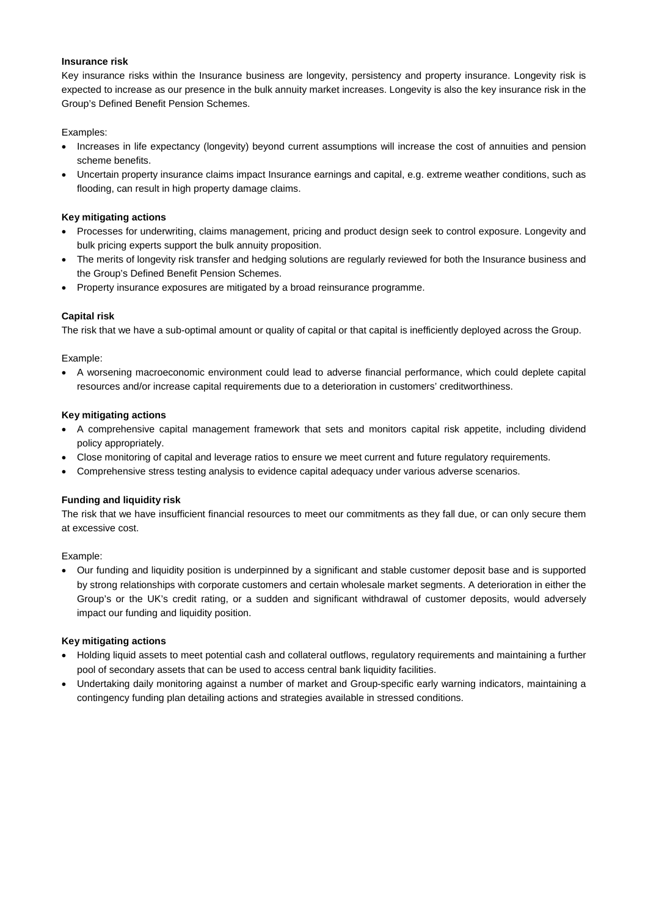**Insurance risk**

Key insurance risks within the Insurance business are longevity, persistency and property insurance. Longevity risk is expected to increase as our presence in the bulk annuity market increases. Longevity is also the key insurance risk in the Group's Defined Benefit Pension Schemes.

Examples:

- Increases in life expectancy (longevity) beyond current assumptions will increase the cost of annuities and pension scheme benefits.
- Uncertain property insurance claims impact Insurance earnings and capital, e.g. extreme weather conditions, such as flooding, can result in high property damage claims.

**Key mitigating actions**

- Processes for underwriting, claims management, pricing and product design seek to control exposure. Longevity and bulk pricing experts support the bulk annuity proposition.
- The merits of longevity risk transfer and hedging solutions are regularly reviewed for both the Insurance business and the Group's Defined Benefit Pension Schemes.
- Property insurance exposures are mitigated by a broad reinsurance programme.

**Capital risk**

The risk that we have a sub-optimal amount or quality of capital or that capital is inefficiently deployed across the Group.

Example:

- A worsening macroeconomic environment could lead to adverse financial performance, which could deplete capital resources and/or increase capital requirements due to a deterioration in customers' creditworthiness.

**Key mitigating actions**

- A comprehensive capital management framework that sets and monitors capital risk appetite, including dividend policy appropriately.
- Close monitoring of capital and leverage ratios to ensure we meet current and future regulatory requirements.
- Comprehensive stress testing analysis to evidence capital adequacy under various adverse scenarios.

**Funding and liquidity risk**

The risk that we have insufficient financial resources to meet our commitments as they fall due, or can only secure them at excessive cost.

Example:

- Our funding and liquidity position is underpinned by a significant and stable customer deposit base and is supported by strong relationships with corporate customers and certain wholesale market segments. A deterioration in either the Group's or the UK's credit rating, or a sudden and significant withdrawal of customer deposits, would adversely impact our funding and liquidity position.

**Key mitigating actions**

- Holding liquid assets to meet potential cash and collateral outflows, regulatory requirements and maintaining a further pool of secondary assets that can be used to access central bank liquidity facilities.
- Undertaking daily monitoring against a number of market and Group-specific early warning indicators, maintaining a contingency funding plan detailing actions and strategies available in stressed conditions.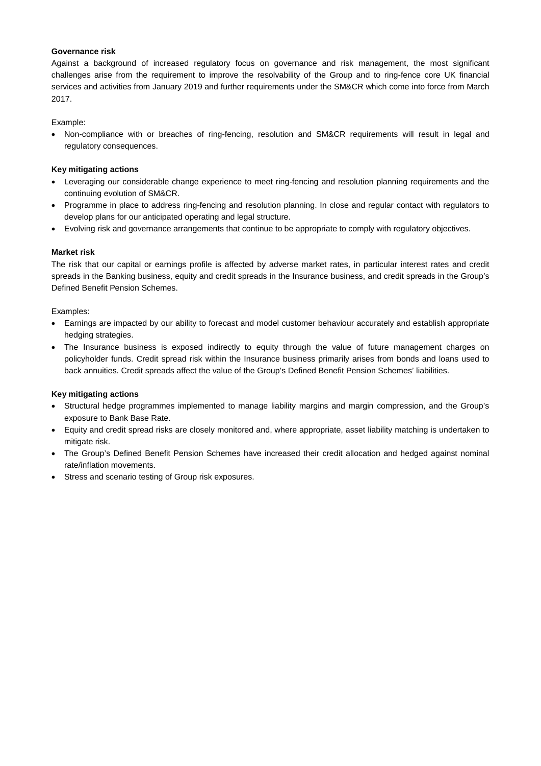**Governance risk**

Against a background of increased regulatory focus on governance and risk management, the most significant challenges arise from the requirement to improve the resolvability of the Group and to ring-fence core UK financial services and activities from January 2019 and further requirements under the SM&CR which come into force from March 2017.

Example:

- Non-compliance with or breaches of ring-fencing, resolution and SM&CR requirements will result in legal and regulatory consequences.

**Key mitigating actions**

- Leveraging our considerable change experience to meet ring-fencing and resolution planning requirements and the continuing evolution of SM&CR.
- Programme in place to address ring-fencing and resolution planning. In close and regular contact with regulators to develop plans for our anticipated operating and legal structure.
- Evolving risk and governance arrangements that continue to be appropriate to comply with regulatory objectives.

**Market risk**

The risk that our capital or earnings profile is affected by adverse market rates, in particular interest rates and credit spreads in the Banking business, equity and credit spreads in the Insurance business, and credit spreads in the Group's Defined Benefit Pension Schemes.

Examples:

- Earnings are impacted by our ability to forecast and model customer behaviour accurately and establish appropriate hedging strategies.
- The Insurance business is exposed indirectly to equity through the value of future management charges on policyholder funds. Credit spread risk within the Insurance business primarily arises from bonds and loans used to back annuities. Credit spreads affect the value of the Group's Defined Benefit Pension Schemes' liabilities.

**Key mitigating actions**

- Structural hedge programmes implemented to manage liability margins and margin compression, and the Group's exposure to Bank Base Rate.
- Equity and credit spread risks are closely monitored and, where appropriate, asset liability matching is undertaken to mitigate risk.
- The Group's Defined Benefit Pension Schemes have increased their credit allocation and hedged against nominal rate/inflation movements.
- Stress and scenario testing of Group risk exposures.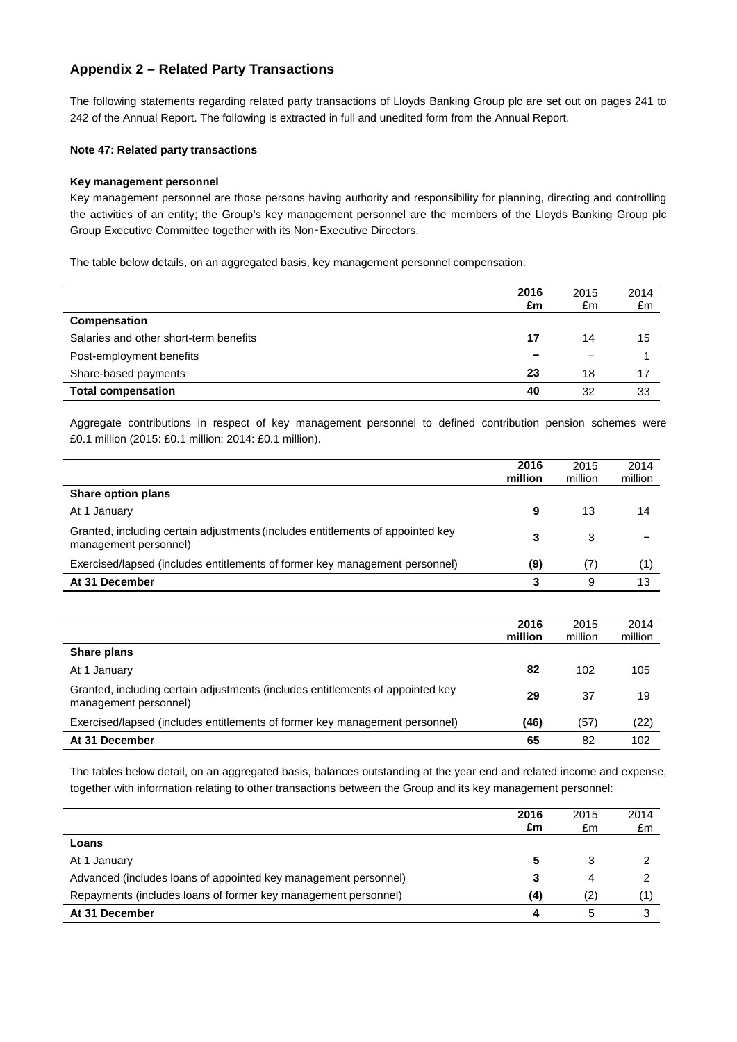## Appendix 2 – Related Party Transactions

The following statements regarding related party transactions of Lloyds Banking Group plc are set out on pages 241 to 242 of the Annual Report. The following is extracted in full and unedited form from the Annual Report.

**Note 47: Related party transactions**

**Key management personnel**

Key management personnel are those persons having authority and responsibility for planning, directing and controlling the activities of an entity; the Group's key management personnel are the members of the Lloyds Banking Group plc Group Executive Committee together with its Non-Executive Directors.

The table below details, on an aggregated basis, key management personnel compensation:

| | **2016 £m** | 2015 £m | 2014 £m |
|---|---|---|---|
| **Compensation** | | | |
| Salaries and other short-term benefits | **17** | 14 | 15 |
| Post-employment benefits | **–** | – | 1 |
| Share-based payments | **23** | 18 | 17 |
| **Total compensation** | **40** | 32 | 33 |

Aggregate contributions in respect of key management personnel to defined contribution pension schemes were £0.1 million (2015: £0.1 million; 2014: £0.1 million).

| | **2016 million** | 2015 million | 2014 million |
|---|---|---|---|
| **Share option plans** | | | |
| At 1 January | **9** | 13 | 14 |
| Granted, including certain adjustments (includes entitlements of appointed key management personnel) | **3** | 3 | – |
| Exercised/lapsed (includes entitlements of former key management personnel) | **(9)** | (7) | (1) |
| **At 31 December** | **3** | 9 | 13 |

| | **2016 million** | 2015 million | 2014 million |
|---|---|---|---|
| **Share plans** | | | |
| At 1 January | **82** | 102 | 105 |
| Granted, including certain adjustments (includes entitlements of appointed key management personnel) | **29** | 37 | 19 |
| Exercised/lapsed (includes entitlements of former key management personnel) | **(46)** | (57) | (22) |
| **At 31 December** | **65** | 82 | 102 |

The tables below detail, on an aggregated basis, balances outstanding at the year end and related income and expense, together with information relating to other transactions between the Group and its key management personnel:

| | **2016 £m** | 2015 £m | 2014 £m |
|---|---|---|---|
| **Loans** | | | |
| At 1 January | **5** | 3 | 2 |
| Advanced (includes loans of appointed key management personnel) | **3** | 4 | 2 |
| Repayments (includes loans of former key management personnel) | **(4)** | (2) | (1) |
| **At 31 December** | **4** | 5 | 3 |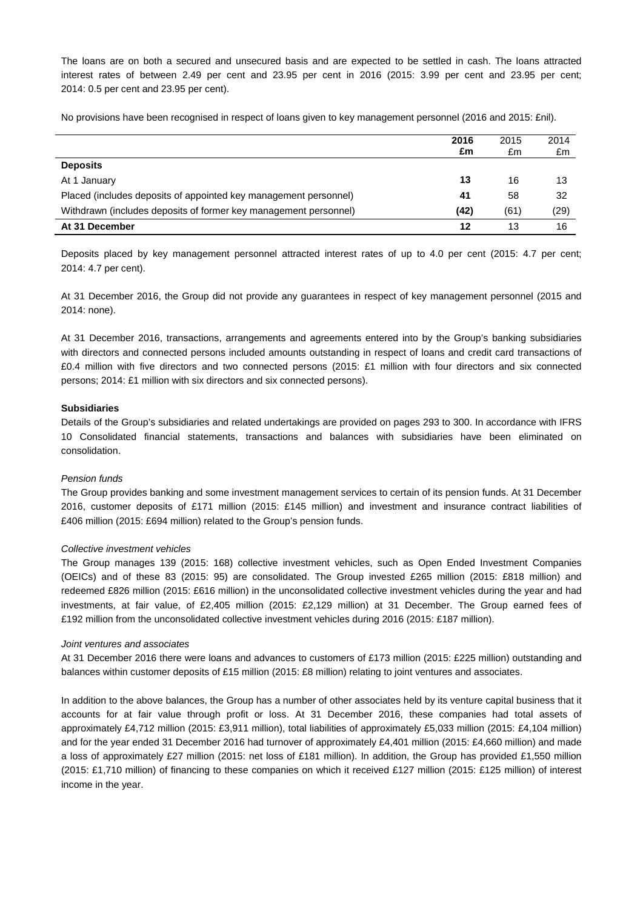The loans are on both a secured and unsecured basis and are expected to be settled in cash. The loans attracted interest rates of between 2.49 per cent and 23.95 per cent in 2016 (2015: 3.99 per cent and 23.95 per cent; 2014: 0.5 per cent and 23.95 per cent).

No provisions have been recognised in respect of loans given to key management personnel (2016 and 2015: £nil).

| | **2016** **£m** | 2015 £m | 2014 £m |
|---|---|---|---|
| **Deposits** | | | |
| At 1 January | **13** | 16 | 13 |
| Placed (includes deposits of appointed key management personnel) | **41** | 58 | 32 |
| Withdrawn (includes deposits of former key management personnel) | **(42)** | (61) | (29) |
| **At 31 December** | **12** | 13 | 16 |

Deposits placed by key management personnel attracted interest rates of up to 4.0 per cent (2015: 4.7 per cent; 2014: 4.7 per cent).

At 31 December 2016, the Group did not provide any guarantees in respect of key management personnel (2015 and 2014: none).

At 31 December 2016, transactions, arrangements and agreements entered into by the Group's banking subsidiaries with directors and connected persons included amounts outstanding in respect of loans and credit card transactions of £0.4 million with five directors and two connected persons (2015: £1 million with four directors and six connected persons; 2014: £1 million with six directors and six connected persons).

**Subsidiaries**

Details of the Group's subsidiaries and related undertakings are provided on pages 293 to 300. In accordance with IFRS 10 Consolidated financial statements, transactions and balances with subsidiaries have been eliminated on consolidation.

*Pension funds*

The Group provides banking and some investment management services to certain of its pension funds. At 31 December 2016, customer deposits of £171 million (2015: £145 million) and investment and insurance contract liabilities of £406 million (2015: £694 million) related to the Group's pension funds.

*Collective investment vehicles*

The Group manages 139 (2015: 168) collective investment vehicles, such as Open Ended Investment Companies (OEICs) and of these 83 (2015: 95) are consolidated. The Group invested £265 million (2015: £818 million) and redeemed £826 million (2015: £616 million) in the unconsolidated collective investment vehicles during the year and had investments, at fair value, of £2,405 million (2015: £2,129 million) at 31 December. The Group earned fees of £192 million from the unconsolidated collective investment vehicles during 2016 (2015: £187 million).

*Joint ventures and associates*

At 31 December 2016 there were loans and advances to customers of £173 million (2015: £225 million) outstanding and balances within customer deposits of £15 million (2015: £8 million) relating to joint ventures and associates.

In addition to the above balances, the Group has a number of other associates held by its venture capital business that it accounts for at fair value through profit or loss. At 31 December 2016, these companies had total assets of approximately £4,712 million (2015: £3,911 million), total liabilities of approximately £5,033 million (2015: £4,104 million) and for the year ended 31 December 2016 had turnover of approximately £4,401 million (2015: £4,660 million) and made a loss of approximately £27 million (2015: net loss of £181 million). In addition, the Group has provided £1,550 million (2015: £1,710 million) of financing to these companies on which it received £127 million (2015: £125 million) of interest income in the year.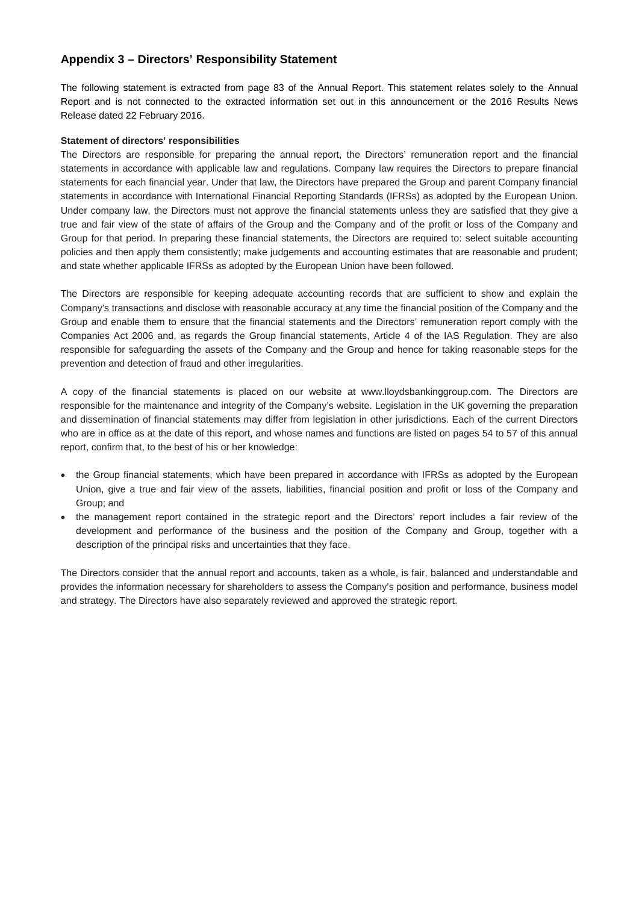## Appendix 3 – Directors' Responsibility Statement

The following statement is extracted from page 83 of the Annual Report. This statement relates solely to the Annual Report and is not connected to the extracted information set out in this announcement or the 2016 Results News Release dated 22 February 2016.

**Statement of directors' responsibilities**

The Directors are responsible for preparing the annual report, the Directors' remuneration report and the financial statements in accordance with applicable law and regulations. Company law requires the Directors to prepare financial statements for each financial year. Under that law, the Directors have prepared the Group and parent Company financial statements in accordance with International Financial Reporting Standards (IFRSs) as adopted by the European Union. Under company law, the Directors must not approve the financial statements unless they are satisfied that they give a true and fair view of the state of affairs of the Group and the Company and of the profit or loss of the Company and Group for that period. In preparing these financial statements, the Directors are required to: select suitable accounting policies and then apply them consistently; make judgements and accounting estimates that are reasonable and prudent; and state whether applicable IFRSs as adopted by the European Union have been followed.

The Directors are responsible for keeping adequate accounting records that are sufficient to show and explain the Company's transactions and disclose with reasonable accuracy at any time the financial position of the Company and the Group and enable them to ensure that the financial statements and the Directors' remuneration report comply with the Companies Act 2006 and, as regards the Group financial statements, Article 4 of the IAS Regulation. They are also responsible for safeguarding the assets of the Company and the Group and hence for taking reasonable steps for the prevention and detection of fraud and other irregularities.

A copy of the financial statements is placed on our website at www.lloydsbankinggroup.com. The Directors are responsible for the maintenance and integrity of the Company's website. Legislation in the UK governing the preparation and dissemination of financial statements may differ from legislation in other jurisdictions. Each of the current Directors who are in office as at the date of this report, and whose names and functions are listed on pages 54 to 57 of this annual report, confirm that, to the best of his or her knowledge:

- the Group financial statements, which have been prepared in accordance with IFRSs as adopted by the European Union, give a true and fair view of the assets, liabilities, financial position and profit or loss of the Company and Group; and
- the management report contained in the strategic report and the Directors' report includes a fair review of the development and performance of the business and the position of the Company and Group, together with a description of the principal risks and uncertainties that they face.

The Directors consider that the annual report and accounts, taken as a whole, is fair, balanced and understandable and provides the information necessary for shareholders to assess the Company's position and performance, business model and strategy. The Directors have also separately reviewed and approved the strategic report.